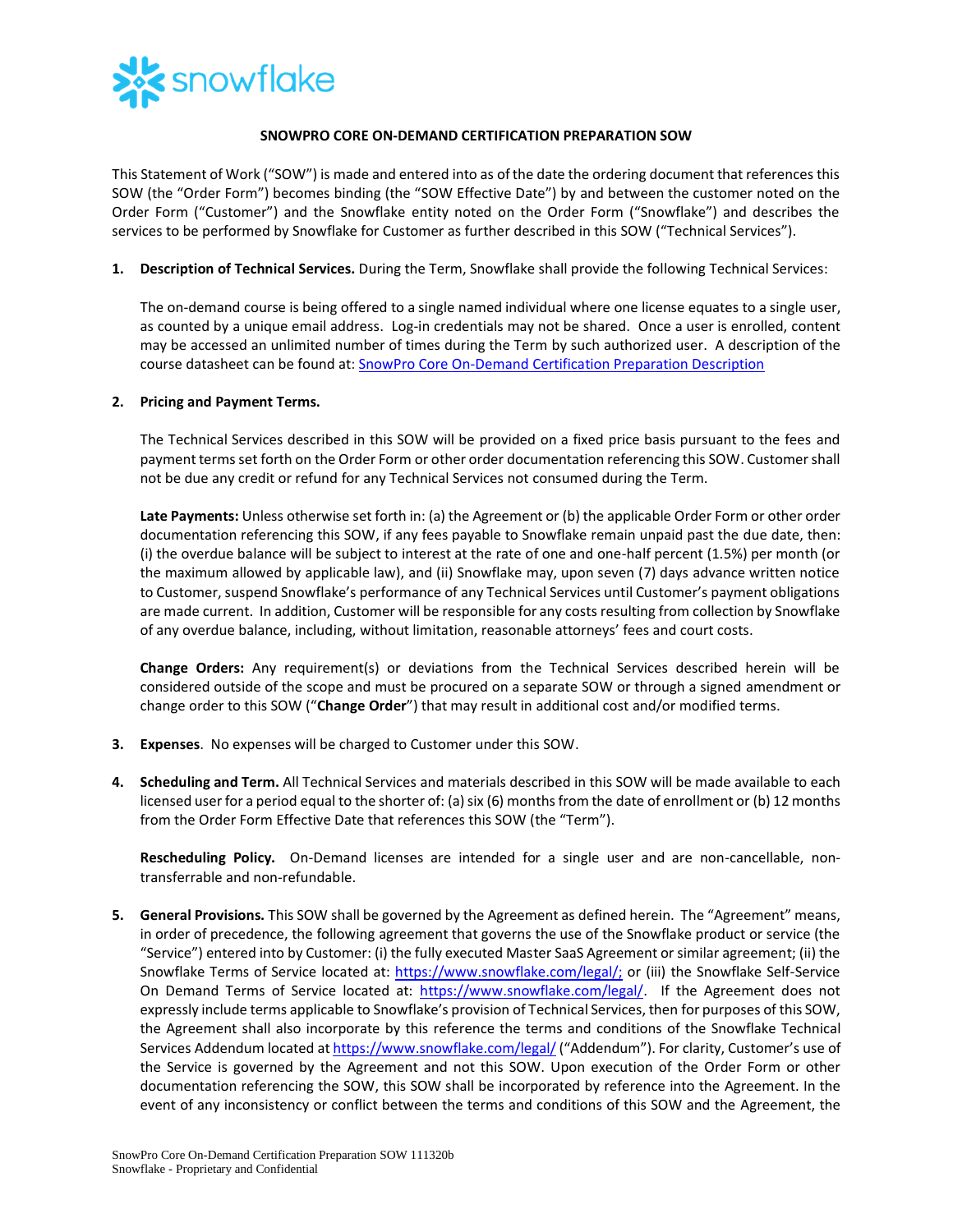**SNOWPRO CORE ON-DEMAND CERTIFICATION PREPARATION SOW**

This Statement of Work ("SOW") is made and entered into as of the date the ordering document that references this SOW (the "Order Form") becomes binding (the "SOW Effective Date") by and between the customer noted on the Order Form ("Customer") and the Snowflake entity noted on the Order Form ("Snowflake") and describes the services to be performed by Snowflake for Customer as further described in this SOW ("Technical Services").

1. **Description of Technical Services.** During the Term, Snowflake shall provide the following Technical Services:

   The on-demand course is being offered to a single named individual where one license equates to a single user, as counted by a unique email address. Log-in credentials may not be shared. Once a user is enrolled, content may be accessed an unlimited number of times during the Term by such authorized user. A description of the course datasheet can be found at: [SnowPro Core On-Demand Certification Preparation Description]()

2. **Pricing and Payment Terms.**

   The Technical Services described in this SOW will be provided on a fixed price basis pursuant to the fees and payment terms set forth on the Order Form or other order documentation referencing this SOW. Customer shall not be due any credit or refund for any Technical Services not consumed during the Term.

   **Late Payments:** Unless otherwise set forth in: (a) the Agreement or (b) the applicable Order Form or other order documentation referencing this SOW, if any fees payable to Snowflake remain unpaid past the due date, then: (i) the overdue balance will be subject to interest at the rate of one and one-half percent (1.5%) per month (or the maximum allowed by applicable law), and (ii) Snowflake may, upon seven (7) days advance written notice to Customer, suspend Snowflake's performance of any Technical Services until Customer's payment obligations are made current. In addition, Customer will be responsible for any costs resulting from collection by Snowflake of any overdue balance, including, without limitation, reasonable attorneys' fees and court costs.

   **Change Orders:** Any requirement(s) or deviations from the Technical Services described herein will be considered outside of the scope and must be procured on a separate SOW or through a signed amendment or change order to this SOW ("**Change Order**") that may result in additional cost and/or modified terms.

3. **Expenses**. No expenses will be charged to Customer under this SOW.

4. **Scheduling and Term.** All Technical Services and materials described in this SOW will be made available to each licensed user for a period equal to the shorter of: (a) six (6) months from the date of enrollment or (b) 12 months from the Order Form Effective Date that references this SOW (the "Term").

   **Rescheduling Policy.** On-Demand licenses are intended for a single user and are non-cancellable, non-transferrable and non-refundable.

5. **General Provisions.** This SOW shall be governed by the Agreement as defined herein. The "Agreement" means, in order of precedence, the following agreement that governs the use of the Snowflake product or service (the "Service") entered into by Customer: (i) the fully executed Master SaaS Agreement or similar agreement; (ii) the Snowflake Terms of Service located at: https://www.snowflake.com/legal/; or (iii) the Snowflake Self-Service On Demand Terms of Service located at: https://www.snowflake.com/legal/. If the Agreement does not expressly include terms applicable to Snowflake's provision of Technical Services, then for purposes of this SOW, the Agreement shall also incorporate by this reference the terms and conditions of the Snowflake Technical Services Addendum located at https://www.snowflake.com/legal/ ("Addendum"). For clarity, Customer's use of the Service is governed by the Agreement and not this SOW. Upon execution of the Order Form or other documentation referencing the SOW, this SOW shall be incorporated by reference into the Agreement. In the event of any inconsistency or conflict between the terms and conditions of this SOW and the Agreement, the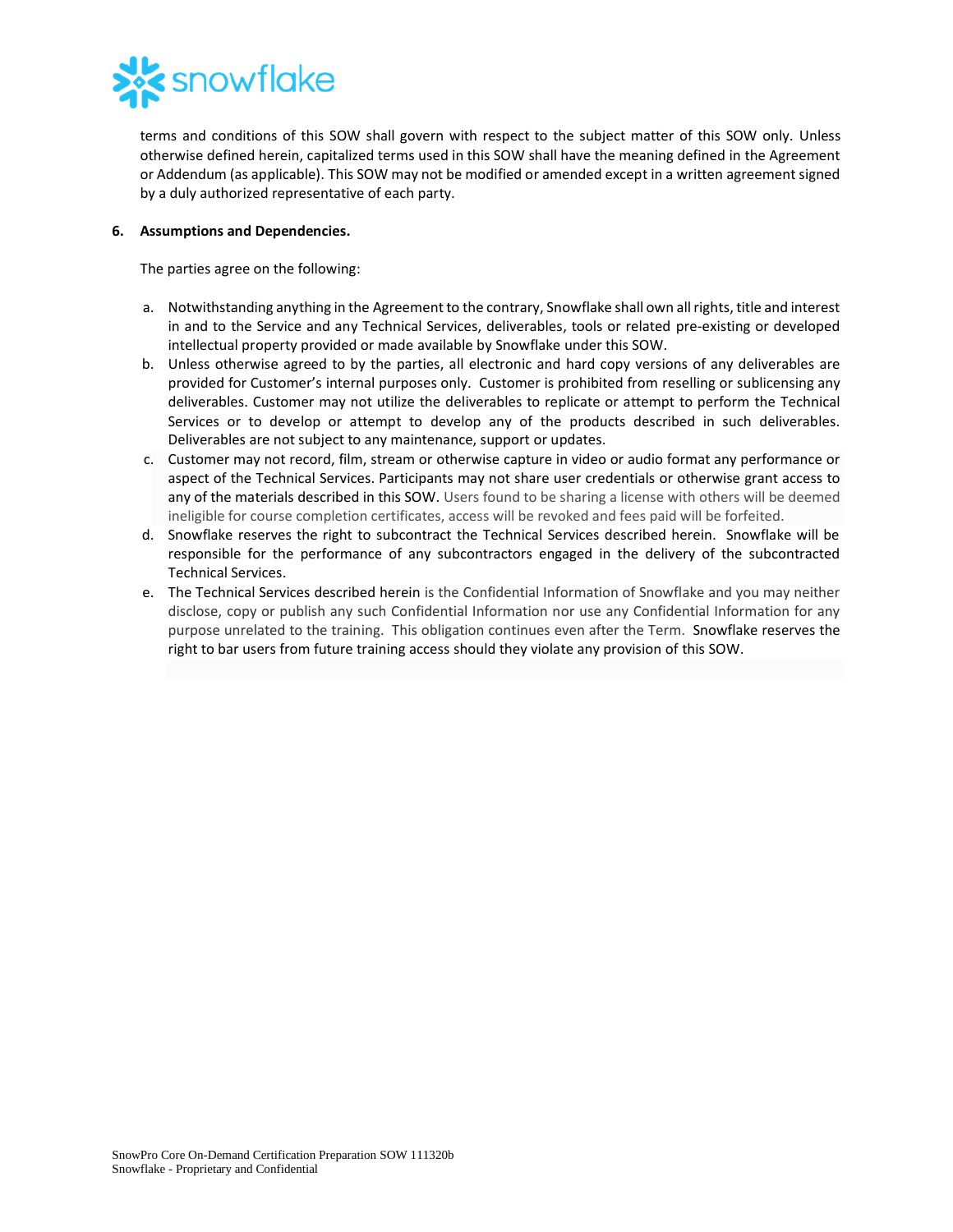terms and conditions of this SOW shall govern with respect to the subject matter of this SOW only. Unless otherwise defined herein, capitalized terms used in this SOW shall have the meaning defined in the Agreement or Addendum (as applicable). This SOW may not be modified or amended except in a written agreement signed by a duly authorized representative of each party.

**6. Assumptions and Dependencies.**

The parties agree on the following:

a. Notwithstanding anything in the Agreement to the contrary, Snowflake shall own all rights, title and interest in and to the Service and any Technical Services, deliverables, tools or related pre-existing or developed intellectual property provided or made available by Snowflake under this SOW.

b. Unless otherwise agreed to by the parties, all electronic and hard copy versions of any deliverables are provided for Customer's internal purposes only. Customer is prohibited from reselling or sublicensing any deliverables. Customer may not utilize the deliverables to replicate or attempt to perform the Technical Services or to develop or attempt to develop any of the products described in such deliverables. Deliverables are not subject to any maintenance, support or updates.

c. Customer may not record, film, stream or otherwise capture in video or audio format any performance or aspect of the Technical Services. Participants may not share user credentials or otherwise grant access to any of the materials described in this SOW. Users found to be sharing a license with others will be deemed ineligible for course completion certificates, access will be revoked and fees paid will be forfeited.

d. Snowflake reserves the right to subcontract the Technical Services described herein. Snowflake will be responsible for the performance of any subcontractors engaged in the delivery of the subcontracted Technical Services.

e. The Technical Services described herein is the Confidential Information of Snowflake and you may neither disclose, copy or publish any such Confidential Information nor use any Confidential Information for any purpose unrelated to the training. This obligation continues even after the Term. Snowflake reserves the right to bar users from future training access should they violate any provision of this SOW.